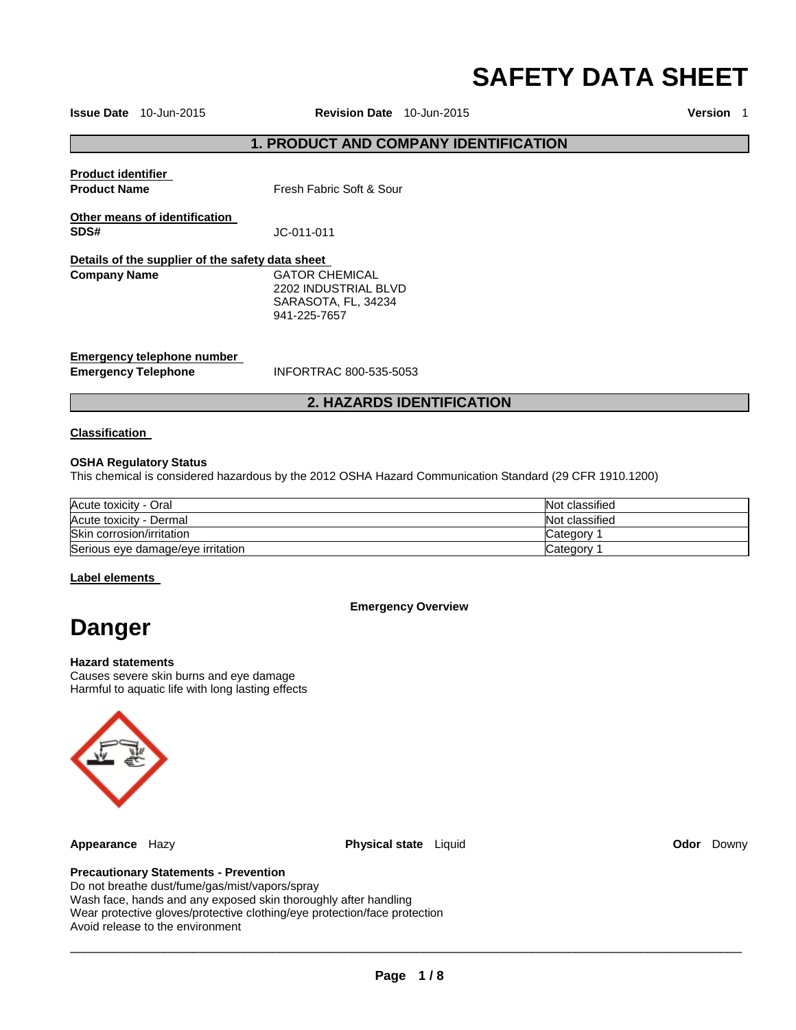# SAFETY DATA SHEET

**Issue Date** 10-Jun-2015 **Revision Date** 10-Jun-2015 **Version** 1

## 1. PRODUCT AND COMPANY IDENTIFICATION

**Product identifier**

**Product Name** Fresh Fabric Soft & Sour

**Other means of identification**

**SDS#** JC-011-011

**Details of the supplier of the safety data sheet**

**Company Name**
GATOR CHEMICAL
2202 INDUSTRIAL BLVD
SARASOTA, FL, 34234
941-225-7657

**Emergency telephone number**

**Emergency Telephone** INFORTRAC 800-535-5053

## 2. HAZARDS IDENTIFICATION

**Classification**

**OSHA Regulatory Status**
This chemical is considered hazardous by the 2012 OSHA Hazard Communication Standard (29 CFR 1910.1200)

| Hazard | Classification |
|---|---|
| Acute toxicity - Oral | Not classified |
| Acute toxicity - Dermal | Not classified |
| Skin corrosion/irritation | Category 1 |
| Serious eye damage/eye irritation | Category 1 |

**Label elements**

**Emergency Overview**

# Danger

**Hazard statements**
Causes severe skin burns and eye damage
Harmful to aquatic life with long lasting effects

**Appearance** Hazy **Physical state** Liquid **Odor** Downy

**Precautionary Statements - Prevention**
Do not breathe dust/fume/gas/mist/vapors/spray
Wash face, hands and any exposed skin thoroughly after handling
Wear protective gloves/protective clothing/eye protection/face protection
Avoid release to the environment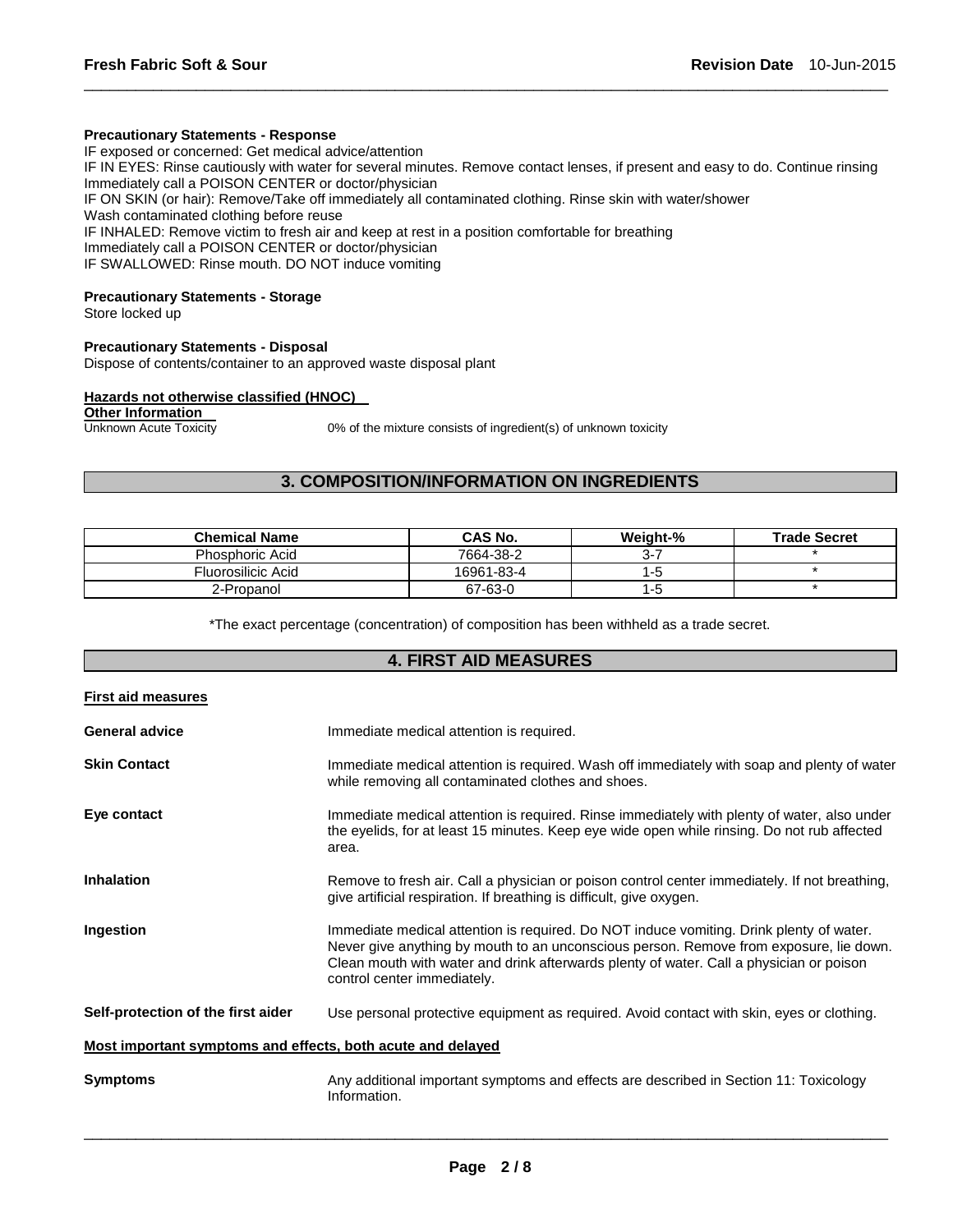**Precautionary Statements - Response**

IF exposed or concerned: Get medical advice/attention
IF IN EYES: Rinse cautiously with water for several minutes. Remove contact lenses, if present and easy to do. Continue rinsing
Immediately call a POISON CENTER or doctor/physician
IF ON SKIN (or hair): Remove/Take off immediately all contaminated clothing. Rinse skin with water/shower
Wash contaminated clothing before reuse
IF INHALED: Remove victim to fresh air and keep at rest in a position comfortable for breathing
Immediately call a POISON CENTER or doctor/physician
IF SWALLOWED: Rinse mouth. DO NOT induce vomiting

**Precautionary Statements - Storage**

Store locked up

**Precautionary Statements - Disposal**

Dispose of contents/container to an approved waste disposal plant

**Hazards not otherwise classified (HNOC)**

**Other Information**

Unknown Acute Toxicity — 0% of the mixture consists of ingredient(s) of unknown toxicity

## 3. COMPOSITION/INFORMATION ON INGREDIENTS

| Chemical Name | CAS No. | Weight-% | Trade Secret |
|---|---|---|---|
| Phosphoric Acid | 7664-38-2 | 3-7 | * |
| Fluorosilicic Acid | 16961-83-4 | 1-5 | * |
| 2-Propanol | 67-63-0 | 1-5 | * |

*The exact percentage (concentration) of composition has been withheld as a trade secret.

## 4. FIRST AID MEASURES

**First aid measures**

**General advice** — Immediate medical attention is required.

**Skin Contact** — Immediate medical attention is required. Wash off immediately with soap and plenty of water while removing all contaminated clothes and shoes.

**Eye contact** — Immediate medical attention is required. Rinse immediately with plenty of water, also under the eyelids, for at least 15 minutes. Keep eye wide open while rinsing. Do not rub affected area.

**Inhalation** — Remove to fresh air. Call a physician or poison control center immediately. If not breathing, give artificial respiration. If breathing is difficult, give oxygen.

**Ingestion** — Immediate medical attention is required. Do NOT induce vomiting. Drink plenty of water. Never give anything by mouth to an unconscious person. Remove from exposure, lie down. Clean mouth with water and drink afterwards plenty of water. Call a physician or poison control center immediately.

**Self-protection of the first aider** — Use personal protective equipment as required. Avoid contact with skin, eyes or clothing.

**Most important symptoms and effects, both acute and delayed**

**Symptoms** — Any additional important symptoms and effects are described in Section 11: Toxicology Information.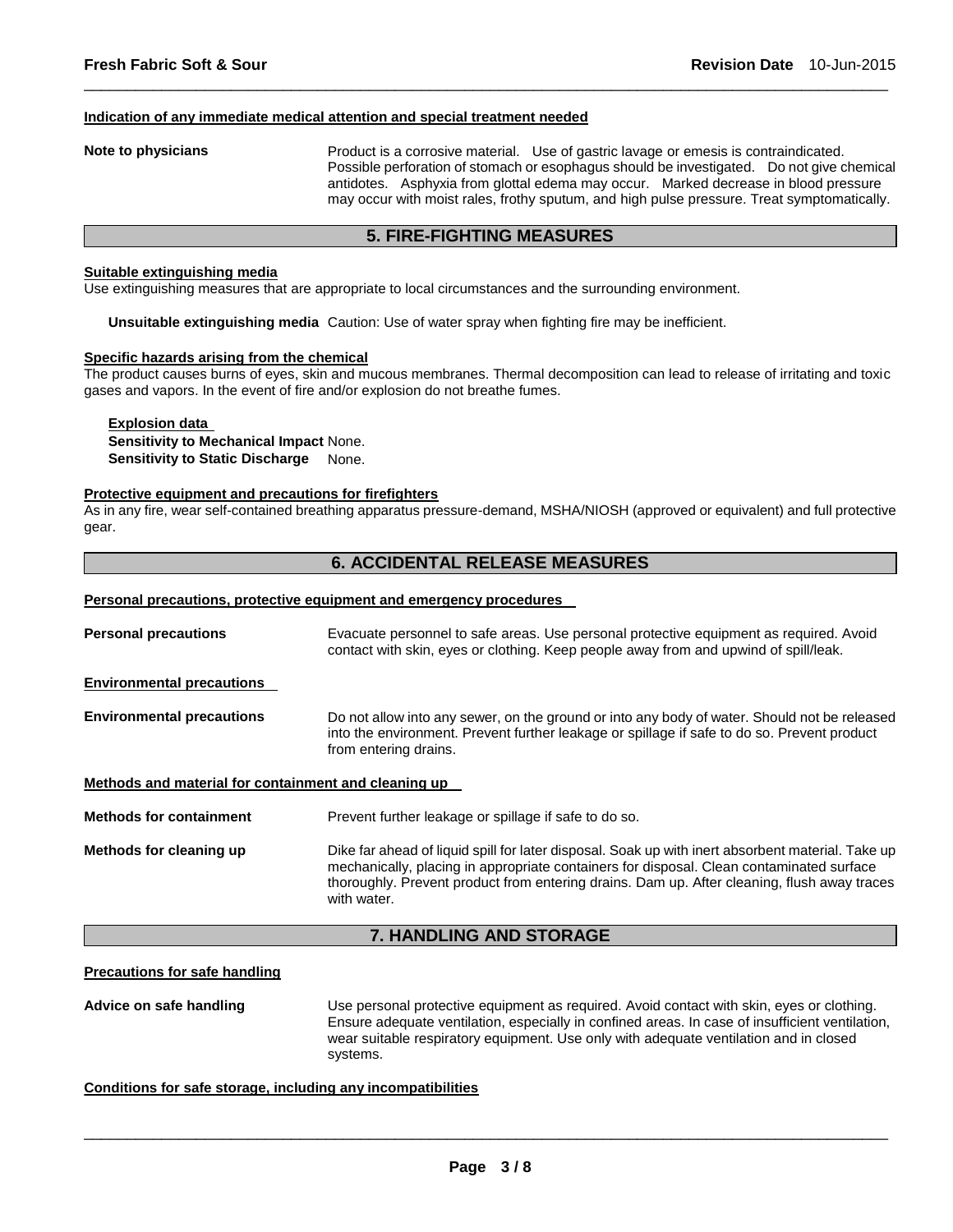#### Indication of any immediate medical attention and special treatment needed

**Note to physicians** Product is a corrosive material. Use of gastric lavage or emesis is contraindicated. Possible perforation of stomach or esophagus should be investigated. Do not give chemical antidotes. Asphyxia from glottal edema may occur. Marked decrease in blood pressure may occur with moist rales, frothy sputum, and high pulse pressure. Treat symptomatically.

## 5. FIRE-FIGHTING MEASURES

#### Suitable extinguishing media

Use extinguishing measures that are appropriate to local circumstances and the surrounding environment.

**Unsuitable extinguishing media** Caution: Use of water spray when fighting fire may be inefficient.

#### Specific hazards arising from the chemical

The product causes burns of eyes, skin and mucous membranes. Thermal decomposition can lead to release of irritating and toxic gases and vapors. In the event of fire and/or explosion do not breathe fumes.

**Explosion data**
**Sensitivity to Mechanical Impact** None.
**Sensitivity to Static Discharge** None.

#### Protective equipment and precautions for firefighters

As in any fire, wear self-contained breathing apparatus pressure-demand, MSHA/NIOSH (approved or equivalent) and full protective gear.

## 6. ACCIDENTAL RELEASE MEASURES

#### Personal precautions, protective equipment and emergency procedures

**Personal precautions** Evacuate personnel to safe areas. Use personal protective equipment as required. Avoid contact with skin, eyes or clothing. Keep people away from and upwind of spill/leak.

#### Environmental precautions

**Environmental precautions** Do not allow into any sewer, on the ground or into any body of water. Should not be released into the environment. Prevent further leakage or spillage if safe to do so. Prevent product from entering drains.

#### Methods and material for containment and cleaning up

**Methods for containment** Prevent further leakage or spillage if safe to do so.

**Methods for cleaning up** Dike far ahead of liquid spill for later disposal. Soak up with inert absorbent material. Take up mechanically, placing in appropriate containers for disposal. Clean contaminated surface thoroughly. Prevent product from entering drains. Dam up. After cleaning, flush away traces with water.

## 7. HANDLING AND STORAGE

#### Precautions for safe handling

**Advice on safe handling** Use personal protective equipment as required. Avoid contact with skin, eyes or clothing. Ensure adequate ventilation, especially in confined areas. In case of insufficient ventilation, wear suitable respiratory equipment. Use only with adequate ventilation and in closed systems.

#### Conditions for safe storage, including any incompatibilities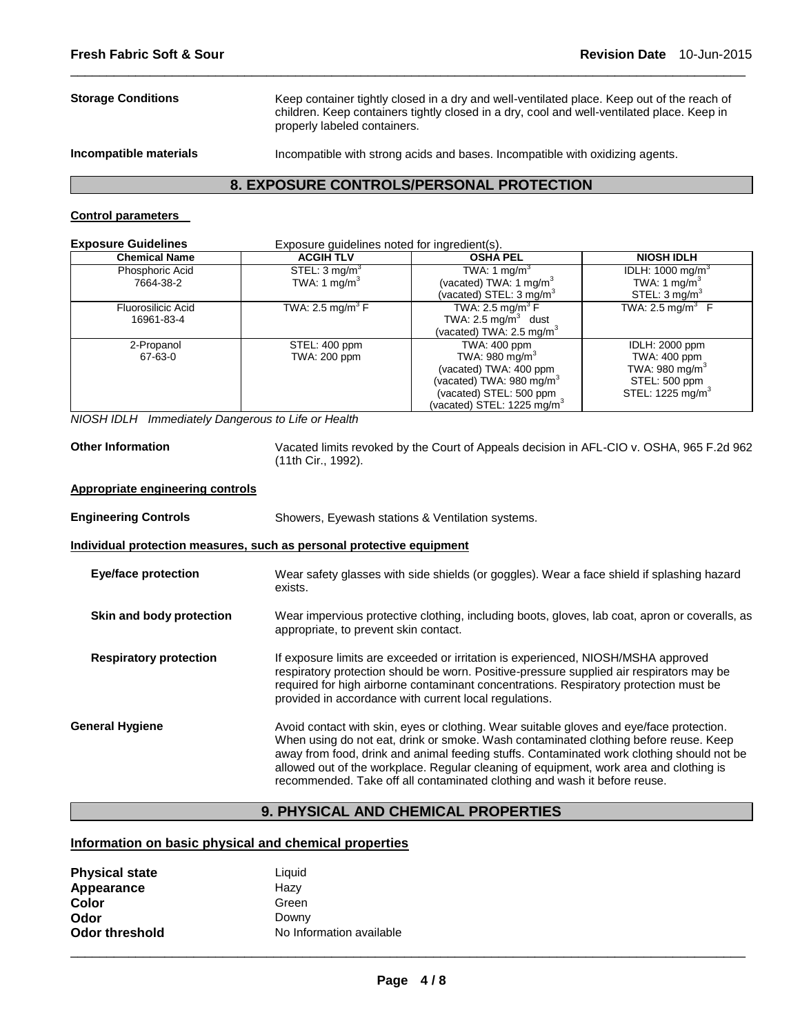**Storage Conditions** Keep container tightly closed in a dry and well-ventilated place. Keep out of the reach of children. Keep containers tightly closed in a dry, cool and well-ventilated place. Keep in properly labeled containers.

**Incompatible materials** Incompatible with strong acids and bases. Incompatible with oxidizing agents.

## 8. EXPOSURE CONTROLS/PERSONAL PROTECTION

**Control parameters**

**Exposure Guidelines** Exposure guidelines noted for ingredient(s).

| Chemical Name | ACGIH TLV | OSHA PEL | NIOSH IDLH |
|---|---|---|---|
| Phosphoric Acid<br>7664-38-2 | STEL: 3 $mg/m^3$<br>TWA: 1 $mg/m^3$ | TWA: 1 $mg/m^3$<br>(vacated) TWA: 1 $mg/m^3$<br>(vacated) STEL: 3 $mg/m^3$ | IDLH: 1000 $mg/m^3$<br>TWA: 1 $mg/m^3$<br>STEL: 3 $mg/m^3$ |
| Fluorosilicic Acid<br>16961-83-4 | TWA: 2.5 $mg/m^3$ F | TWA: 2.5 $mg/m^3$ F<br>TWA: 2.5 $mg/m^3$ dust<br>(vacated) TWA: 2.5 $mg/m^3$ | TWA: 2.5 $mg/m^3$ F |
| 2-Propanol<br>67-63-0 | STEL: 400 ppm<br>TWA: 200 ppm | TWA: 400 ppm<br>TWA: 980 $mg/m^3$<br>(vacated) TWA: 400 ppm<br>(vacated) TWA: 980 $mg/m^3$<br>(vacated) STEL: 500 ppm<br>(vacated) STEL: 1225 $mg/m^3$ | IDLH: 2000 ppm<br>TWA: 400 ppm<br>TWA: 980 $mg/m^3$<br>STEL: 500 ppm<br>STEL: 1225 $mg/m^3$ |

*NIOSH IDLH Immediately Dangerous to Life or Health*

**Other Information** Vacated limits revoked by the Court of Appeals decision in AFL-CIO v. OSHA, 965 F.2d 962 (11th Cir., 1992).

**Appropriate engineering controls**

**Engineering Controls** Showers, Eyewash stations & Ventilation systems.

**Individual protection measures, such as personal protective equipment**

**Eye/face protection** Wear safety glasses with side shields (or goggles). Wear a face shield if splashing hazard exists.

**Skin and body protection** Wear impervious protective clothing, including boots, gloves, lab coat, apron or coveralls, as appropriate, to prevent skin contact.

**Respiratory protection** If exposure limits are exceeded or irritation is experienced, NIOSH/MSHA approved respiratory protection should be worn. Positive-pressure supplied air respirators may be required for high airborne contaminant concentrations. Respiratory protection must be provided in accordance with current local regulations.

**General Hygiene** Avoid contact with skin, eyes or clothing. Wear suitable gloves and eye/face protection. When using do not eat, drink or smoke. Wash contaminated clothing before reuse. Keep away from food, drink and animal feeding stuffs. Contaminated work clothing should not be allowed out of the workplace. Regular cleaning of equipment, work area and clothing is recommended. Take off all contaminated clothing and wash it before reuse.

## 9. PHYSICAL AND CHEMICAL PROPERTIES

**Information on basic physical and chemical properties**

**Physical state** Liquid
**Appearance** Hazy
**Color** Green
**Odor** Downy
**Odor threshold** No Information available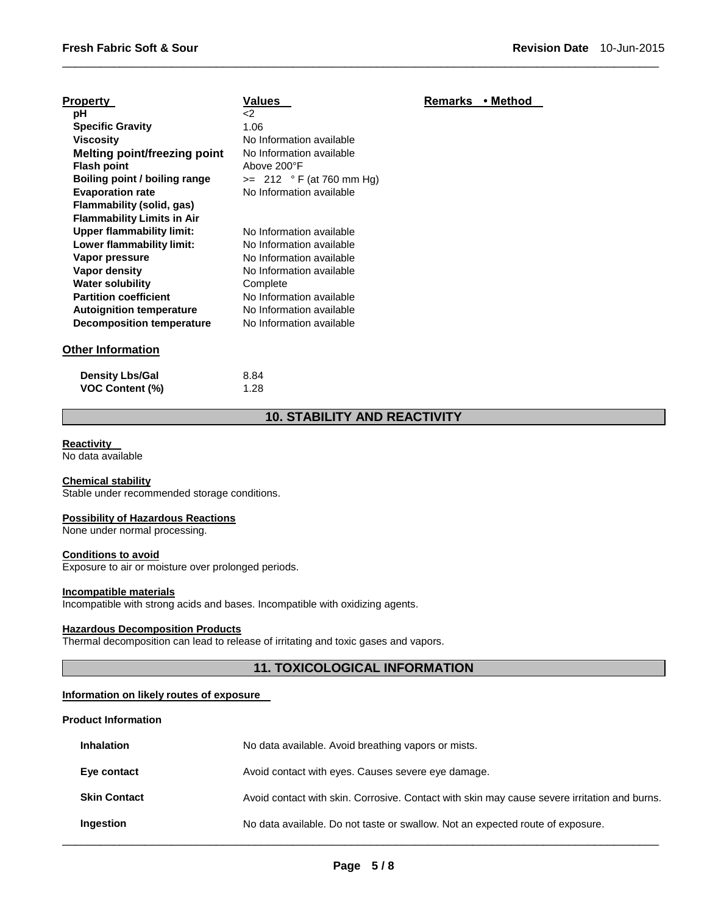| Property | Values | Remarks • Method |
|---|---|---|
| pH | <2 | |
| Specific Gravity | 1.06 | |
| Viscosity | No Information available | |
| Melting point/freezing point | No Information available | |
| Flash point | Above 200°F | |
| Boiling point / boiling range | >= 212 ° F (at 760 mm Hg) | |
| Evaporation rate | No Information available | |
| Flammability (solid, gas) | | |
| Flammability Limits in Air | | |
| Upper flammability limit: | No Information available | |
| Lower flammability limit: | No Information available | |
| Vapor pressure | No Information available | |
| Vapor density | No Information available | |
| Water solubility | Complete | |
| Partition coefficient | No Information available | |
| Autoignition temperature | No Information available | |
| Decomposition temperature | No Information available | |

**Other Information**

| | |
|---|---|
| Density Lbs/Gal | 8.84 |
| VOC Content (%) | 1.28 |

## 10. STABILITY AND REACTIVITY

**Reactivity**
No data available

**Chemical stability**
Stable under recommended storage conditions.

**Possibility of Hazardous Reactions**
None under normal processing.

**Conditions to avoid**
Exposure to air or moisture over prolonged periods.

**Incompatible materials**
Incompatible with strong acids and bases. Incompatible with oxidizing agents.

**Hazardous Decomposition Products**
Thermal decomposition can lead to release of irritating and toxic gases and vapors.

## 11. TOXICOLOGICAL INFORMATION

**Information on likely routes of exposure**

**Product Information**

| | |
|---|---|
| **Inhalation** | No data available. Avoid breathing vapors or mists. |
| **Eye contact** | Avoid contact with eyes. Causes severe eye damage. |
| **Skin Contact** | Avoid contact with skin. Corrosive. Contact with skin may cause severe irritation and burns. |
| **Ingestion** | No data available. Do not taste or swallow. Not an expected route of exposure. |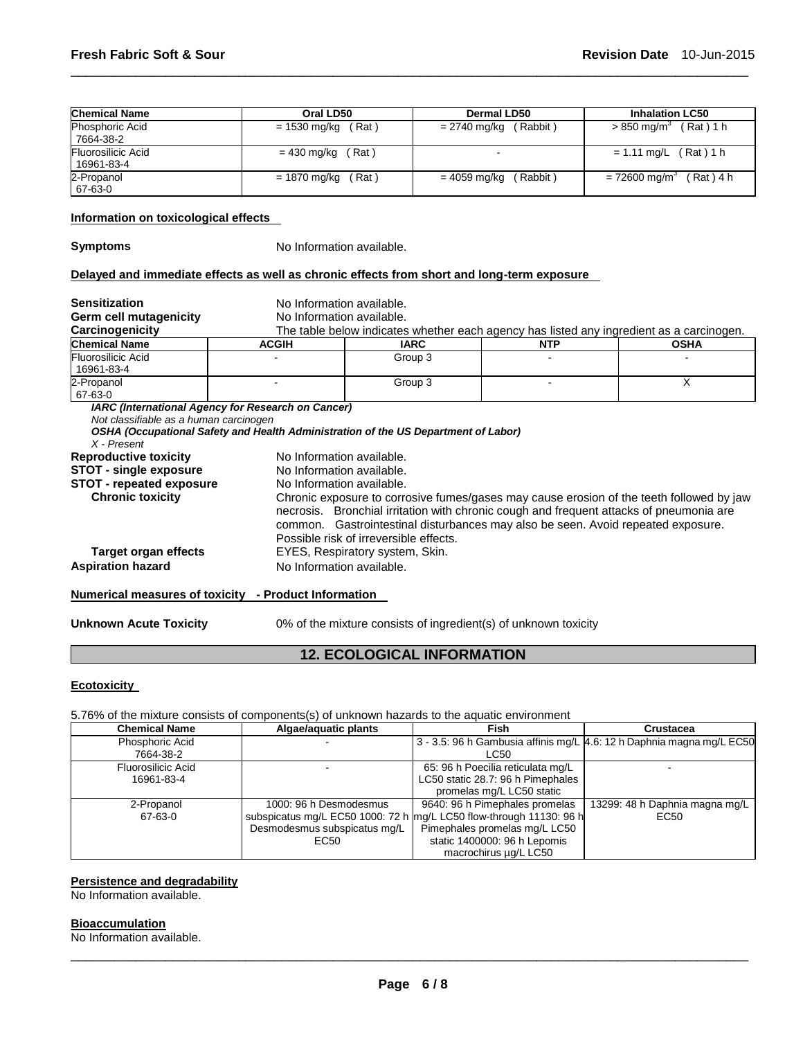| Chemical Name | Oral LD50 | Dermal LD50 | Inhalation LC50 |
| --- | --- | --- | --- |
| Phosphoric Acid 7664-38-2 | = 1530 mg/kg ( Rat ) | = 2740 mg/kg ( Rabbit ) | > 850 mg/m$^3$ ( Rat ) 1 h |
| Fluorosilicic Acid 16961-83-4 | = 430 mg/kg ( Rat ) | - | = 1.11 mg/L ( Rat ) 1 h |
| 2-Propanol 67-63-0 | = 1870 mg/kg ( Rat ) | = 4059 mg/kg ( Rabbit ) | = 72600 mg/m$^3$ ( Rat ) 4 h |

**Information on toxicological effects**

**Symptoms** No Information available.

**Delayed and immediate effects as well as chronic effects from short and long-term exposure**

**Sensitization** No Information available.
**Germ cell mutagenicity** No Information available.
**Carcinogenicity** The table below indicates whether each agency has listed any ingredient as a carcinogen.

| Chemical Name | ACGIH | IARC | NTP | OSHA |
| --- | --- | --- | --- | --- |
| Fluorosilicic Acid 16961-83-4 | - | Group 3 | - | - |
| 2-Propanol 67-63-0 | - | Group 3 | - | X |

***IARC (International Agency for Research on Cancer)***
*Not classifiable as a human carcinogen*
***OSHA (Occupational Safety and Health Administration of the US Department of Labor)***
*X - Present*

**Reproductive toxicity** No Information available.
**STOT - single exposure** No Information available.
**STOT - repeated exposure** No Information available.
**Chronic toxicity** Chronic exposure to corrosive fumes/gases may cause erosion of the teeth followed by jaw necrosis. Bronchial irritation with chronic cough and frequent attacks of pneumonia are common. Gastrointestinal disturbances may also be seen. Avoid repeated exposure. Possible risk of irreversible effects.
**Target organ effects** EYES, Respiratory system, Skin.
**Aspiration hazard** No Information available.

**Numerical measures of toxicity - Product Information**

**Unknown Acute Toxicity** 0% of the mixture consists of ingredient(s) of unknown toxicity

## 12. ECOLOGICAL INFORMATION

**Ecotoxicity**

5.76% of the mixture consists of components(s) of unknown hazards to the aquatic environment

| Chemical Name | Algae/aquatic plants | Fish | Crustacea |
| --- | --- | --- | --- |
| Phosphoric Acid 7664-38-2 | - | 3 - 3.5: 96 h Gambusia affinis mg/L LC50 | 4.6: 12 h Daphnia magna mg/L EC50 |
| Fluorosilicic Acid 16961-83-4 | - | 65: 96 h Poecilia reticulata mg/L LC50 static 28.7: 96 h Pimephales promelas mg/L LC50 static | - |
| 2-Propanol 67-63-0 | 1000: 96 h Desmodesmus subspicatus mg/L EC50 1000: 72 h Desmodesmus subspicatus mg/L EC50 | 9640: 96 h Pimephales promelas mg/L LC50 flow-through 11130: 96 h Pimephales promelas mg/L LC50 static 1400000: 96 h Lepomis macrochirus µg/L LC50 | 13299: 48 h Daphnia magna mg/L EC50 |

**Persistence and degradability**
No Information available.

**Bioaccumulation**
No Information available.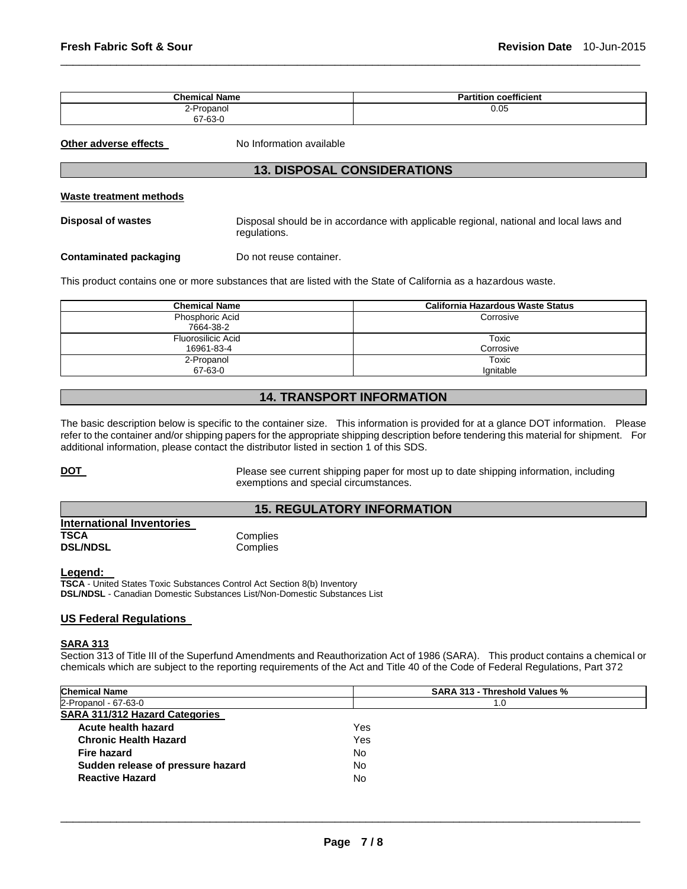| Chemical Name | Partition coefficient |
|---|---|
| 2-Propanol<br>67-63-0 | 0.05 |

**Other adverse effects** No Information available

## 13. DISPOSAL CONSIDERATIONS

**Waste treatment methods**

**Disposal of wastes** Disposal should be in accordance with applicable regional, national and local laws and regulations.

**Contaminated packaging** Do not reuse container.

This product contains one or more substances that are listed with the State of California as a hazardous waste.

| Chemical Name | California Hazardous Waste Status |
|---|---|
| Phosphoric Acid<br>7664-38-2 | Corrosive |
| Fluorosilicic Acid<br>16961-83-4 | Toxic<br>Corrosive |
| 2-Propanol<br>67-63-0 | Toxic<br>Ignitable |

## 14. TRANSPORT INFORMATION

The basic description below is specific to the container size. This information is provided for at a glance DOT information. Please refer to the container and/or shipping papers for the appropriate shipping description before tendering this material for shipment. For additional information, please contact the distributor listed in section 1 of this SDS.

**DOT** Please see current shipping paper for most up to date shipping information, including exemptions and special circumstances.

## 15. REGULATORY INFORMATION

**International Inventories**

**TSCA** Complies
**DSL/NDSL** Complies

**Legend:**

**TSCA** - United States Toxic Substances Control Act Section 8(b) Inventory
**DSL/NDSL** - Canadian Domestic Substances List/Non-Domestic Substances List

### US Federal Regulations

**SARA 313**

Section 313 of Title III of the Superfund Amendments and Reauthorization Act of 1986 (SARA). This product contains a chemical or chemicals which are subject to the reporting requirements of the Act and Title 40 of the Code of Federal Regulations, Part 372

| Chemical Name | SARA 313 - Threshold Values % |
|---|---|
| 2-Propanol - 67-63-0 | 1.0 |

**SARA 311/312 Hazard Categories**

| | |
|---|---|
| **Acute health hazard** | Yes |
| **Chronic Health Hazard** | Yes |
| **Fire hazard** | No |
| **Sudden release of pressure hazard** | No |
| **Reactive Hazard** | No |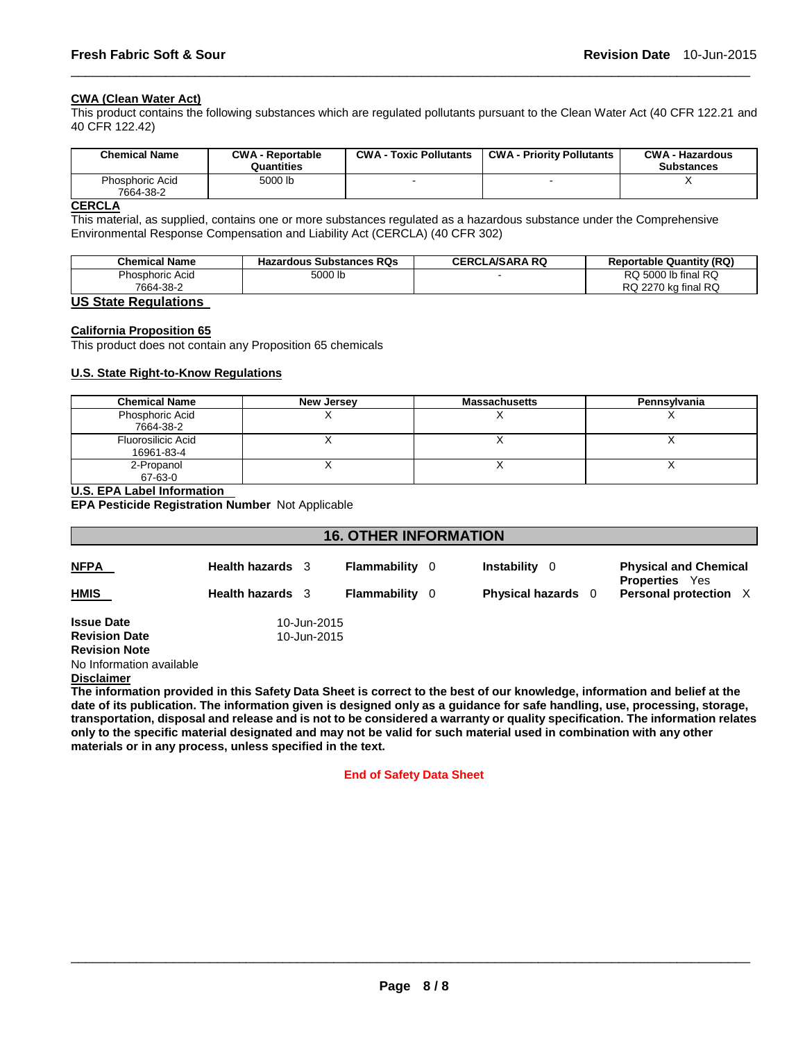#### CWA (Clean Water Act)

This product contains the following substances which are regulated pollutants pursuant to the Clean Water Act (40 CFR 122.21 and 40 CFR 122.42)

| Chemical Name | CWA - Reportable Quantities | CWA - Toxic Pollutants | CWA - Priority Pollutants | CWA - Hazardous Substances |
|---|---|---|---|---|
| Phosphoric Acid 7664-38-2 | 5000 lb | - | - | X |

#### CERCLA

This material, as supplied, contains one or more substances regulated as a hazardous substance under the Comprehensive Environmental Response Compensation and Liability Act (CERCLA) (40 CFR 302)

| Chemical Name | Hazardous Substances RQs | CERCLA/SARA RQ | Reportable Quantity (RQ) |
|---|---|---|---|
| Phosphoric Acid 7664-38-2 | 5000 lb | - | RQ 5000 lb final RQ RQ 2270 kg final RQ |

### US State Regulations

#### California Proposition 65

This product does not contain any Proposition 65 chemicals

#### U.S. State Right-to-Know Regulations

| Chemical Name | New Jersey | Massachusetts | Pennsylvania |
|---|---|---|---|
| Phosphoric Acid 7664-38-2 | X | X | X |
| Fluorosilicic Acid 16961-83-4 | X | X | X |
| 2-Propanol 67-63-0 | X | X | X |

#### U.S. EPA Label Information

**EPA Pesticide Registration Number** Not Applicable

## 16. OTHER INFORMATION

| | | | | |
|---|---|---|---|---|
| **NFPA** | **Health hazards** 3 | **Flammability** 0 | **Instability** 0 | **Physical and Chemical Properties** Yes |
| **HMIS** | **Health hazards** 3 | **Flammability** 0 | **Physical hazards** 0 | **Personal protection** X |

**Issue Date** 10-Jun-2015
**Revision Date** 10-Jun-2015
**Revision Note**
No Information available

**Disclaimer**

**The information provided in this Safety Data Sheet is correct to the best of our knowledge, information and belief at the date of its publication. The information given is designed only as a guidance for safe handling, use, processing, storage, transportation, disposal and release and is not to be considered a warranty or quality specification. The information relates only to the specific material designated and may not be valid for such material used in combination with any other materials or in any process, unless specified in the text.**

**End of Safety Data Sheet**